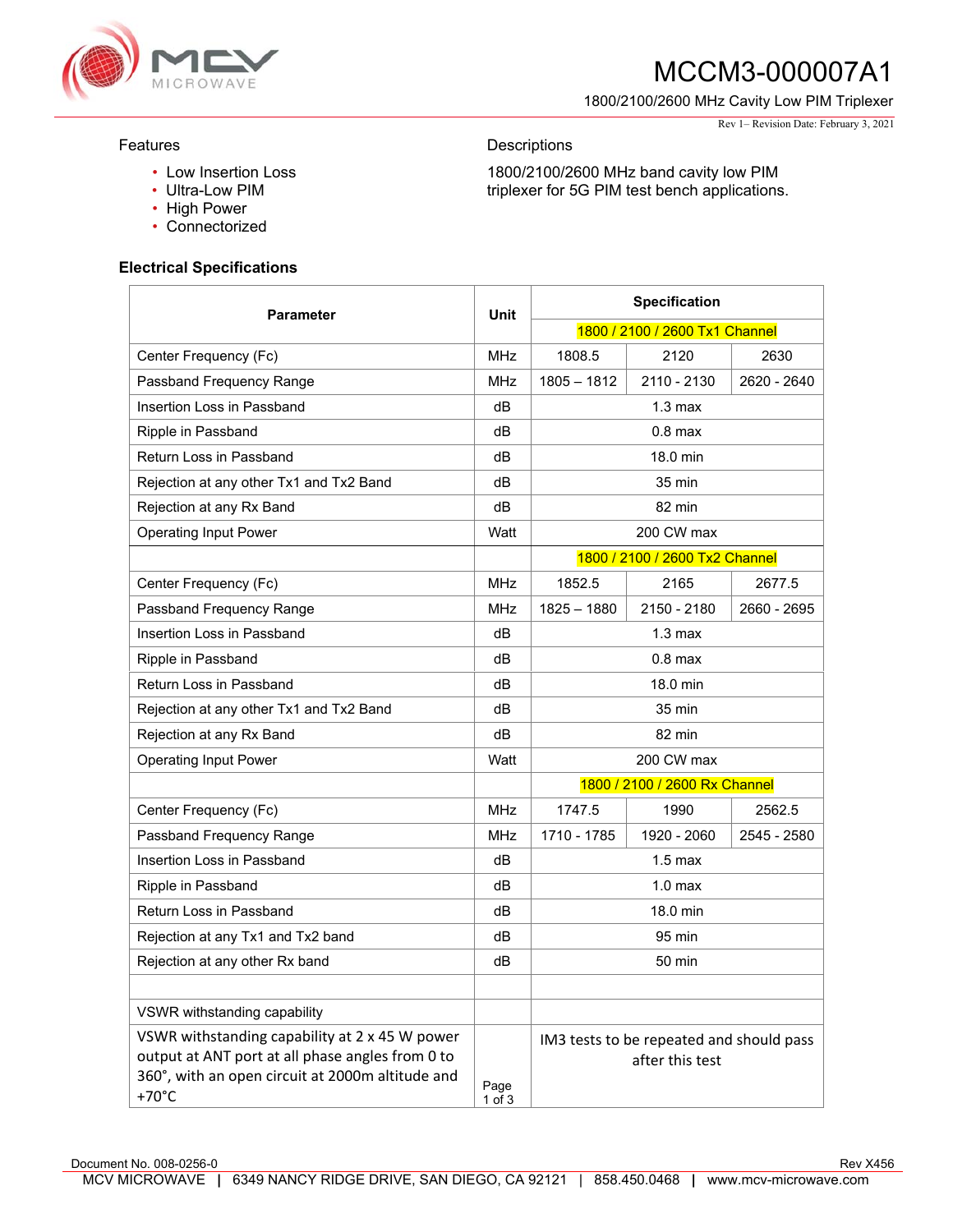# MCCM3-000007A1

1800/2100/2600 MHz Cavity Low PIM Triplexer

Rev 1– Revision Date: February 3, 2021

## Features

- Low Insertion Loss
- Ultra-Low PIM
- High Power
- Connectorized

## Descriptions

1800/2100/2600 MHz band cavity low PIM triplexer for 5G PIM test bench applications.

## Electrical Specifications

| Parameter | Unit | Specification | | |
|---|---|---|---|---|
| | | 1800 / 2100 / 2600 Tx1 Channel | | |
| Center Frequency (Fc) | MHz | 1808.5 | 2120 | 2630 |
| Passband Frequency Range | MHz | 1805 – 1812 | 2110 - 2130 | 2620 - 2640 |
| Insertion Loss in Passband | dB | 1.3 max | | |
| Ripple in Passband | dB | 0.8 max | | |
| Return Loss in Passband | dB | 18.0 min | | |
| Rejection at any other Tx1 and Tx2 Band | dB | 35 min | | |
| Rejection at any Rx Band | dB | 82 min | | |
| Operating Input Power | Watt | 200 CW max | | |
| | | 1800 / 2100 / 2600 Tx2 Channel | | |
| Center Frequency (Fc) | MHz | 1852.5 | 2165 | 2677.5 |
| Passband Frequency Range | MHz | 1825 – 1880 | 2150 - 2180 | 2660 - 2695 |
| Insertion Loss in Passband | dB | 1.3 max | | |
| Ripple in Passband | dB | 0.8 max | | |
| Return Loss in Passband | dB | 18.0 min | | |
| Rejection at any other Tx1 and Tx2 Band | dB | 35 min | | |
| Rejection at any Rx Band | dB | 82 min | | |
| Operating Input Power | Watt | 200 CW max | | |
| | | 1800 / 2100 / 2600 Rx Channel | | |
| Center Frequency (Fc) | MHz | 1747.5 | 1990 | 2562.5 |
| Passband Frequency Range | MHz | 1710 - 1785 | 1920 - 2060 | 2545 - 2580 |
| Insertion Loss in Passband | dB | 1.5 max | | |
| Ripple in Passband | dB | 1.0 max | | |
| Return Loss in Passband | dB | 18.0 min | | |
| Rejection at any Tx1 and Tx2 band | dB | 95 min | | |
| Rejection at any other Rx band | dB | 50 min | | |
| | | | | |
| VSWR withstanding capability | | | | |
| VSWR withstanding capability at 2 x 45 W power output at ANT port at all phase angles from 0 to 360°, with an open circuit at 2000m altitude and +70°C | | IM3 tests to be repeated and should pass after this test | | |

Document No. 008-0256-0

Rev X456

MCV MICROWAVE | 6349 NANCY RIDGE DRIVE, SAN DIEGO, CA 92121 | 858.450.0468 | www.mcv-microwave.com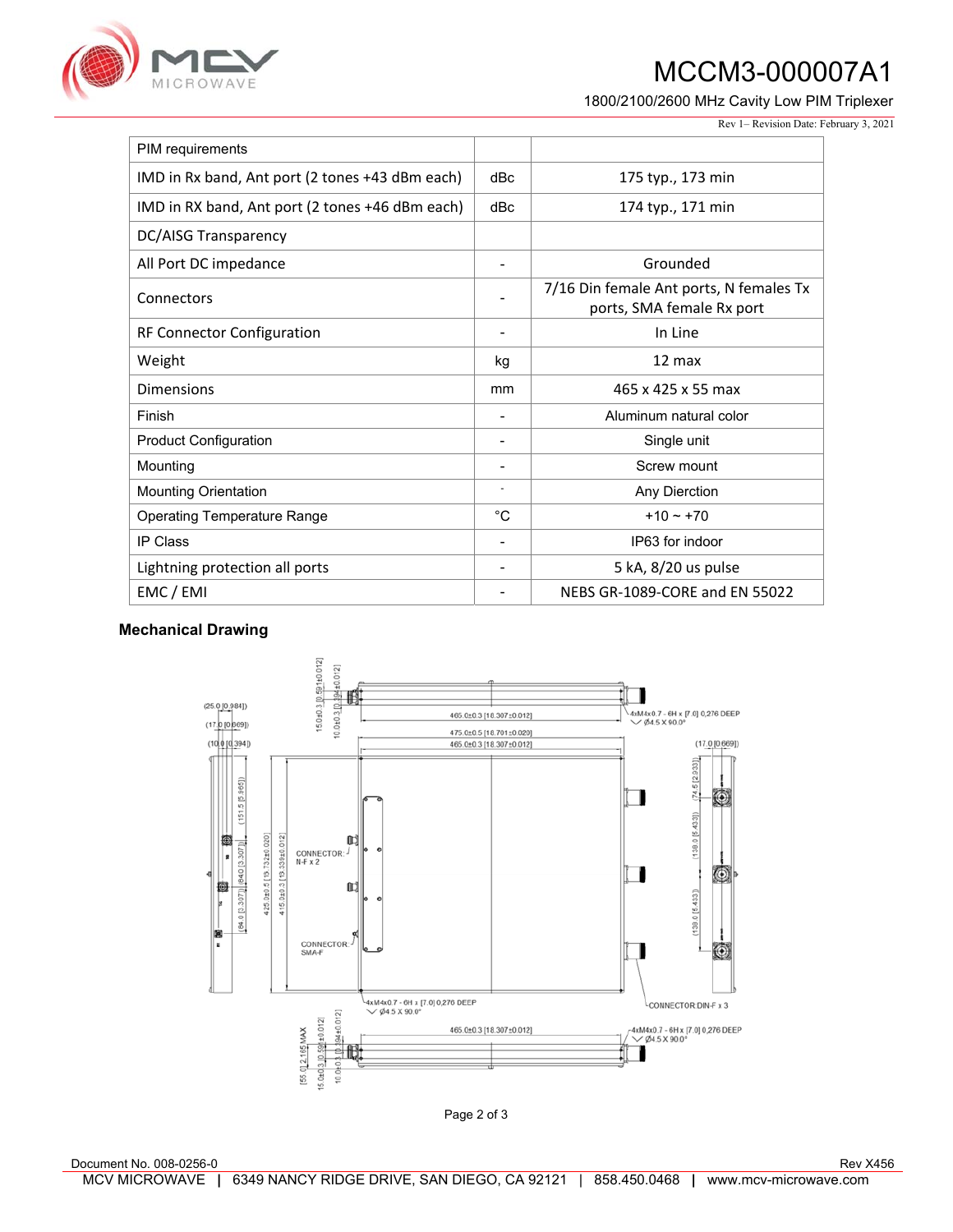| | | |
|---|---|---|
| PIM requirements | | |
| IMD in Rx band, Ant port (2 tones +43 dBm each) | dBc | 175 typ., 173 min |
| IMD in RX band, Ant port (2 tones +46 dBm each) | dBc | 174 typ., 171 min |
| DC/AISG Transparency | | |
| All Port DC impedance | - | Grounded |
| Connectors | - | 7/16 Din female Ant ports, N females Tx ports, SMA female Rx port |
| RF Connector Configuration | - | In Line |
| Weight | kg | 12 max |
| Dimensions | mm | 465 x 425 x 55 max |
| Finish | - | Aluminum natural color |
| Product Configuration | - | Single unit |
| Mounting | - | Screw mount |
| Mounting Orientation | - | Any Dierction |
| Operating Temperature Range | °C | +10 ~ +70 |
| IP Class | - | IP63 for indoor |
| Lightning protection all ports | - | 5 kA, 8/20 us pulse |
| EMC / EMI | - | NEBS GR-1089-CORE and EN 55022 |

**Mechanical Drawing**

15.0±0.3 [0.591±0.012]
10.0±0.3 [0.394±0.012]
465.0±0.3 [18.307±0.012]
4xM4x0.7 - 6H x [7.0] 0,276 DEEP
Ø4.5 X 90.0°
475.0±0.5 [18.701±0.020]
465.0±0.3 [18.307±0.012]
(25.0 [0.984])
(17.0 [0.669])
(10.0 [0.394])
(17.0 [0.669])
(151.5 [5.965])
(84.0 [3.307])
(84.0 [3.307])
425.0±0.5 [16.732±0.020]
415.0±0.3 [16.339±0.012]
CONNECTOR: N-F x 2
CONNECTOR: SMA-F
(74.5 [2.933])
(138.0 [5.433])
(138.0 [5.433])
4xM4x0.7 - 6H x [7.0] 0,276 DEEP
Ø4.5 X 90.0°
CONNECTOR:DIN-F x 3
[55.0] 2.165 MAX
15.0±0.3 [0.591±0.012]
10.0±0.3 [0.394±0.012]
465.0±0.3 [18.307±0.012]
4xM4x0.7 - 6H x [7.0] 0,276 DEEP
Ø4.5 X 90.0°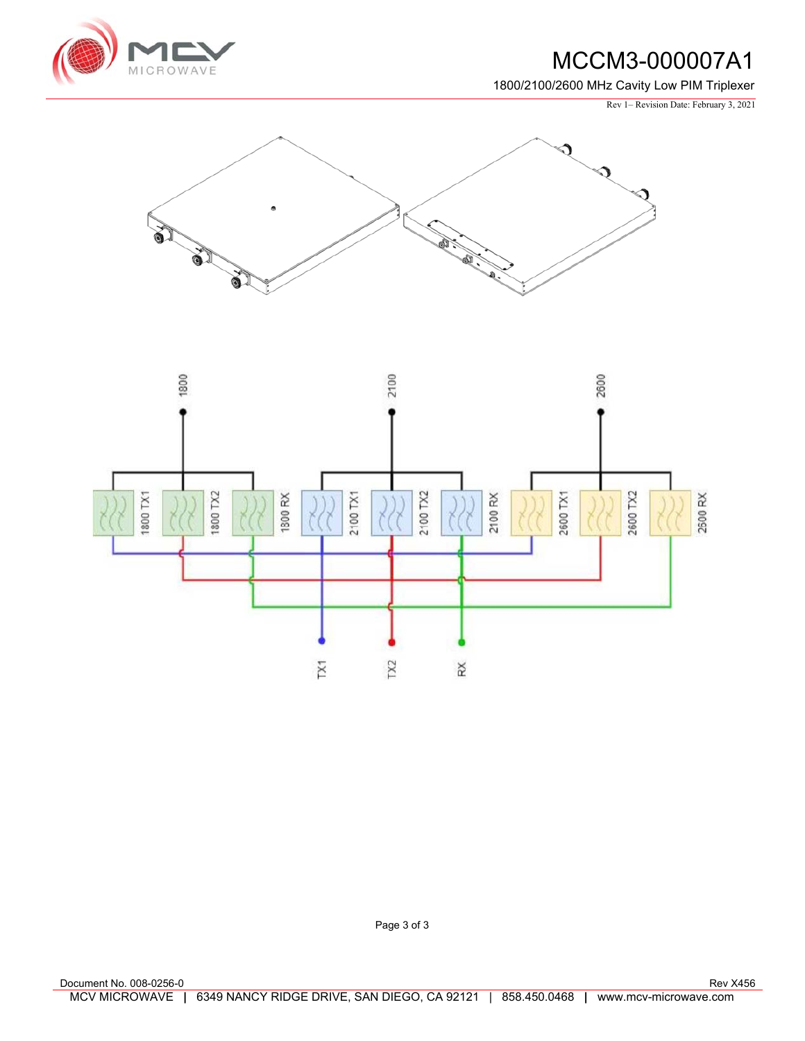# MCCM3-000007A1

1800/2100/2600 MHz Cavity Low PIM Triplexer

Rev 1– Revision Date: February 3, 2021

1800

2100

2600

1800 TX1

1800 TX2

1800 RX

2100 TX1

2100 TX2

2100 RX

2600 TX1

2600 TX2

2500 RX

TX1

TX2

RX

Document No. 008-0256-0

Rev X456

MCV MICROWAVE | 6349 NANCY RIDGE DRIVE, SAN DIEGO, CA 92121 | 858.450.0468 | www.mcv-microwave.com